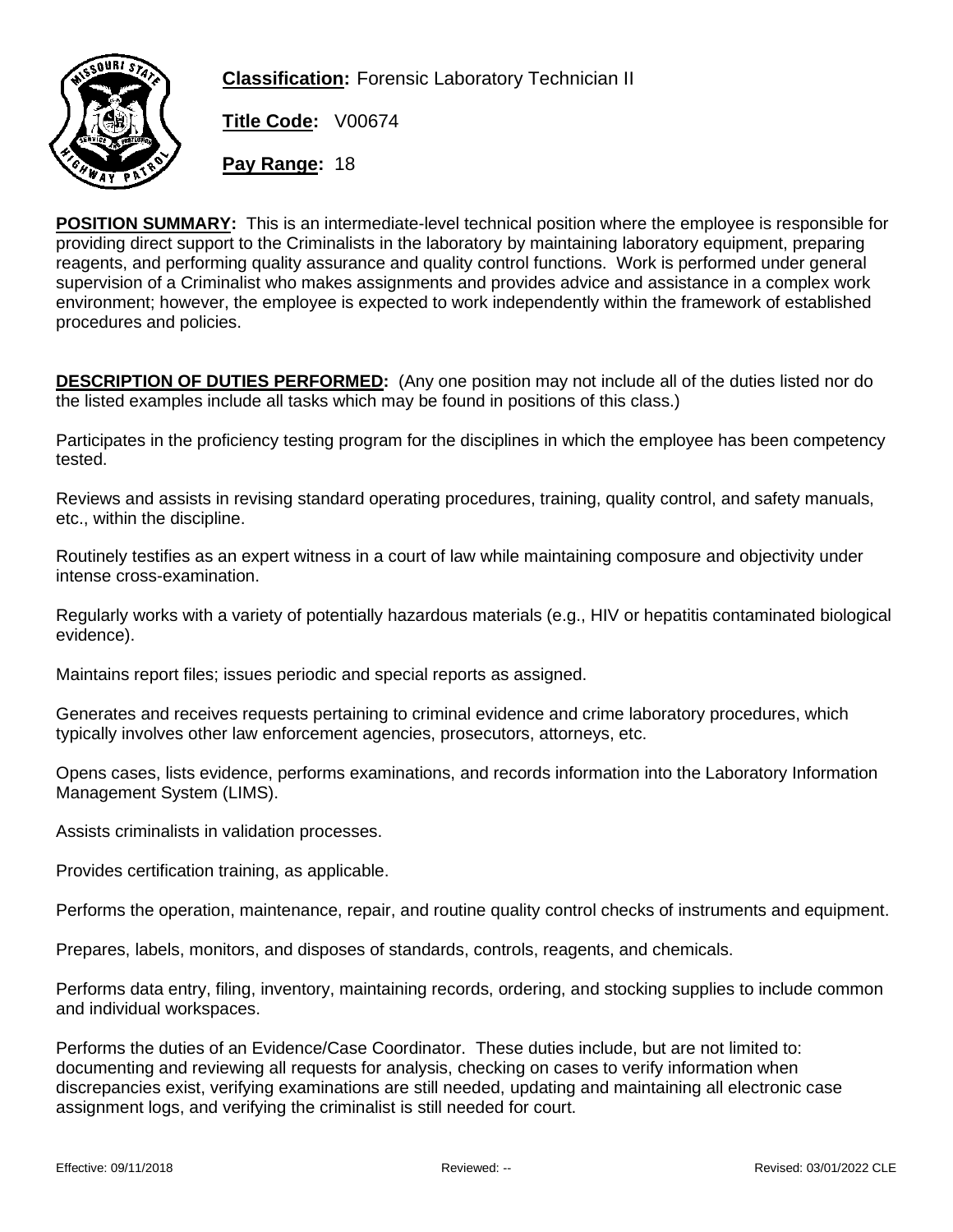**Classification:** Forensic Laboratory Technician II

**Title Code:** V00674

**Pay Range:** 18

**POSITION SUMMARY:** This is an intermediate-level technical position where the employee is responsible for providing direct support to the Criminalists in the laboratory by maintaining laboratory equipment, preparing reagents, and performing quality assurance and quality control functions. Work is performed under general supervision of a Criminalist who makes assignments and provides advice and assistance in a complex work environment; however, the employee is expected to work independently within the framework of established procedures and policies.

**DESCRIPTION OF DUTIES PERFORMED:** (Any one position may not include all of the duties listed nor do the listed examples include all tasks which may be found in positions of this class.)

Participates in the proficiency testing program for the disciplines in which the employee has been competency tested.

Reviews and assists in revising standard operating procedures, training, quality control, and safety manuals, etc., within the discipline.

Routinely testifies as an expert witness in a court of law while maintaining composure and objectivity under intense cross-examination.

Regularly works with a variety of potentially hazardous materials (e.g., HIV or hepatitis contaminated biological evidence).

Maintains report files; issues periodic and special reports as assigned.

Generates and receives requests pertaining to criminal evidence and crime laboratory procedures, which typically involves other law enforcement agencies, prosecutors, attorneys, etc.

Opens cases, lists evidence, performs examinations, and records information into the Laboratory Information Management System (LIMS).

Assists criminalists in validation processes.

Provides certification training, as applicable.

Performs the operation, maintenance, repair, and routine quality control checks of instruments and equipment.

Prepares, labels, monitors, and disposes of standards, controls, reagents, and chemicals.

Performs data entry, filing, inventory, maintaining records, ordering, and stocking supplies to include common and individual workspaces.

Performs the duties of an Evidence/Case Coordinator. These duties include, but are not limited to: documenting and reviewing all requests for analysis, checking on cases to verify information when discrepancies exist, verifying examinations are still needed, updating and maintaining all electronic case assignment logs, and verifying the criminalist is still needed for court.

Effective: 09/11/2018 Reviewed: -- Revised: 03/01/2022 CLE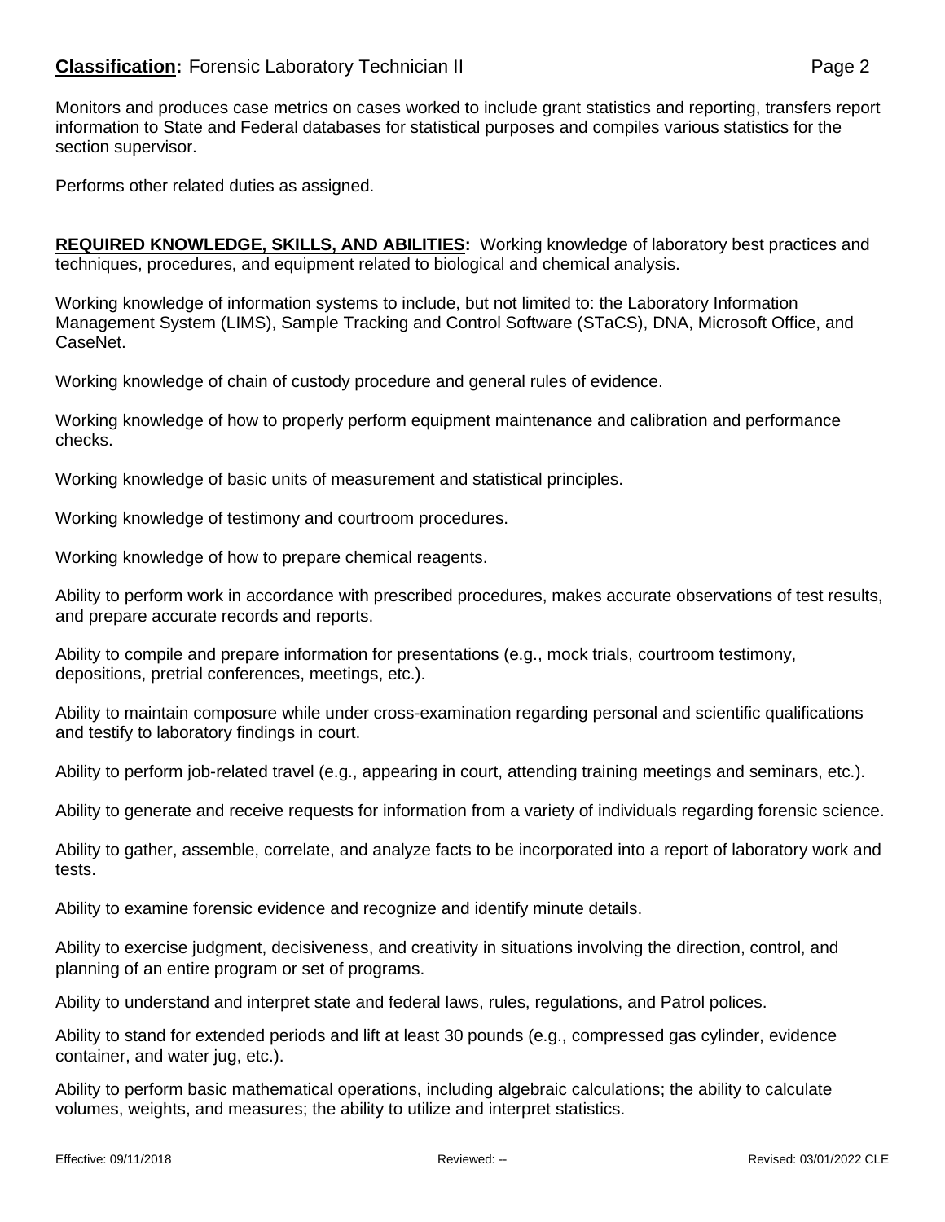Monitors and produces case metrics on cases worked to include grant statistics and reporting, transfers report information to State and Federal databases for statistical purposes and compiles various statistics for the section supervisor.

Performs other related duties as assigned.

**REQUIRED KNOWLEDGE, SKILLS, AND ABILITIES:** Working knowledge of laboratory best practices and techniques, procedures, and equipment related to biological and chemical analysis.

Working knowledge of information systems to include, but not limited to: the Laboratory Information Management System (LIMS), Sample Tracking and Control Software (STaCS), DNA, Microsoft Office, and CaseNet.

Working knowledge of chain of custody procedure and general rules of evidence.

Working knowledge of how to properly perform equipment maintenance and calibration and performance checks.

Working knowledge of basic units of measurement and statistical principles.

Working knowledge of testimony and courtroom procedures.

Working knowledge of how to prepare chemical reagents.

Ability to perform work in accordance with prescribed procedures, makes accurate observations of test results, and prepare accurate records and reports.

Ability to compile and prepare information for presentations (e.g., mock trials, courtroom testimony, depositions, pretrial conferences, meetings, etc.).

Ability to maintain composure while under cross-examination regarding personal and scientific qualifications and testify to laboratory findings in court.

Ability to perform job-related travel (e.g., appearing in court, attending training meetings and seminars, etc.).

Ability to generate and receive requests for information from a variety of individuals regarding forensic science.

Ability to gather, assemble, correlate, and analyze facts to be incorporated into a report of laboratory work and tests.

Ability to examine forensic evidence and recognize and identify minute details.

Ability to exercise judgment, decisiveness, and creativity in situations involving the direction, control, and planning of an entire program or set of programs.

Ability to understand and interpret state and federal laws, rules, regulations, and Patrol polices.

Ability to stand for extended periods and lift at least 30 pounds (e.g., compressed gas cylinder, evidence container, and water jug, etc.).

Ability to perform basic mathematical operations, including algebraic calculations; the ability to calculate volumes, weights, and measures; the ability to utilize and interpret statistics.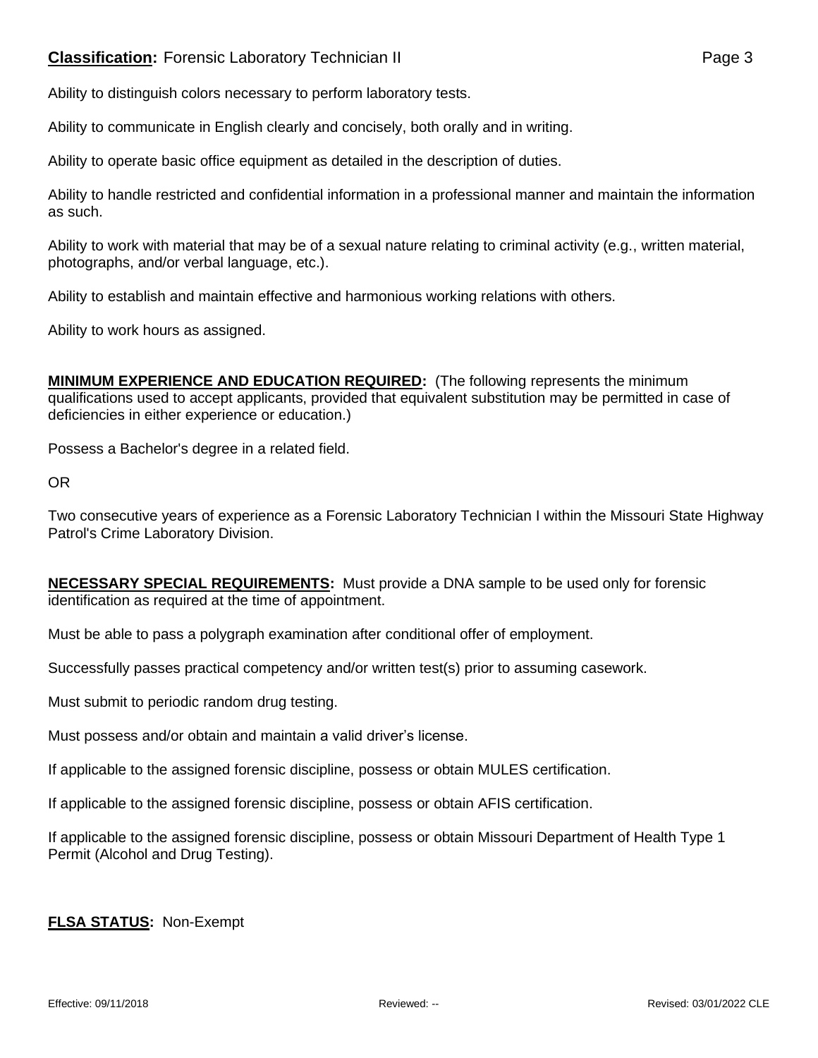Ability to distinguish colors necessary to perform laboratory tests.

Ability to communicate in English clearly and concisely, both orally and in writing.

Ability to operate basic office equipment as detailed in the description of duties.

Ability to handle restricted and confidential information in a professional manner and maintain the information as such.

Ability to work with material that may be of a sexual nature relating to criminal activity (e.g., written material, photographs, and/or verbal language, etc.).

Ability to establish and maintain effective and harmonious working relations with others.

Ability to work hours as assigned.

**MINIMUM EXPERIENCE AND EDUCATION REQUIRED:** (The following represents the minimum qualifications used to accept applicants, provided that equivalent substitution may be permitted in case of deficiencies in either experience or education.)

Possess a Bachelor's degree in a related field.

OR

Two consecutive years of experience as a Forensic Laboratory Technician I within the Missouri State Highway Patrol's Crime Laboratory Division.

**NECESSARY SPECIAL REQUIREMENTS:** Must provide a DNA sample to be used only for forensic identification as required at the time of appointment.

Must be able to pass a polygraph examination after conditional offer of employment.

Successfully passes practical competency and/or written test(s) prior to assuming casework.

Must submit to periodic random drug testing.

Must possess and/or obtain and maintain a valid driver's license.

If applicable to the assigned forensic discipline, possess or obtain MULES certification.

If applicable to the assigned forensic discipline, possess or obtain AFIS certification.

If applicable to the assigned forensic discipline, possess or obtain Missouri Department of Health Type 1 Permit (Alcohol and Drug Testing).

**FLSA STATUS:** Non-Exempt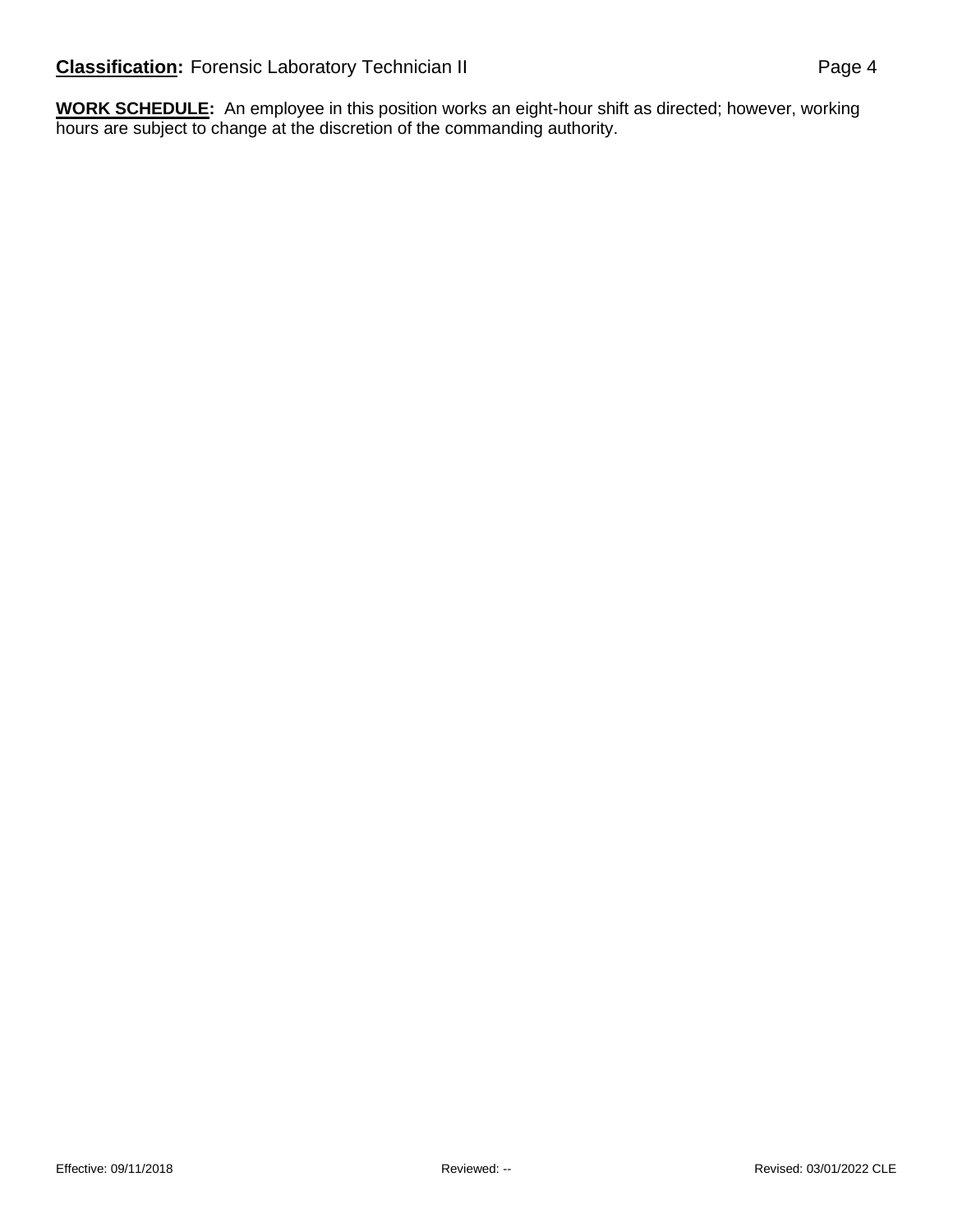**WORK SCHEDULE:** An employee in this position works an eight-hour shift as directed; however, working hours are subject to change at the discretion of the commanding authority.